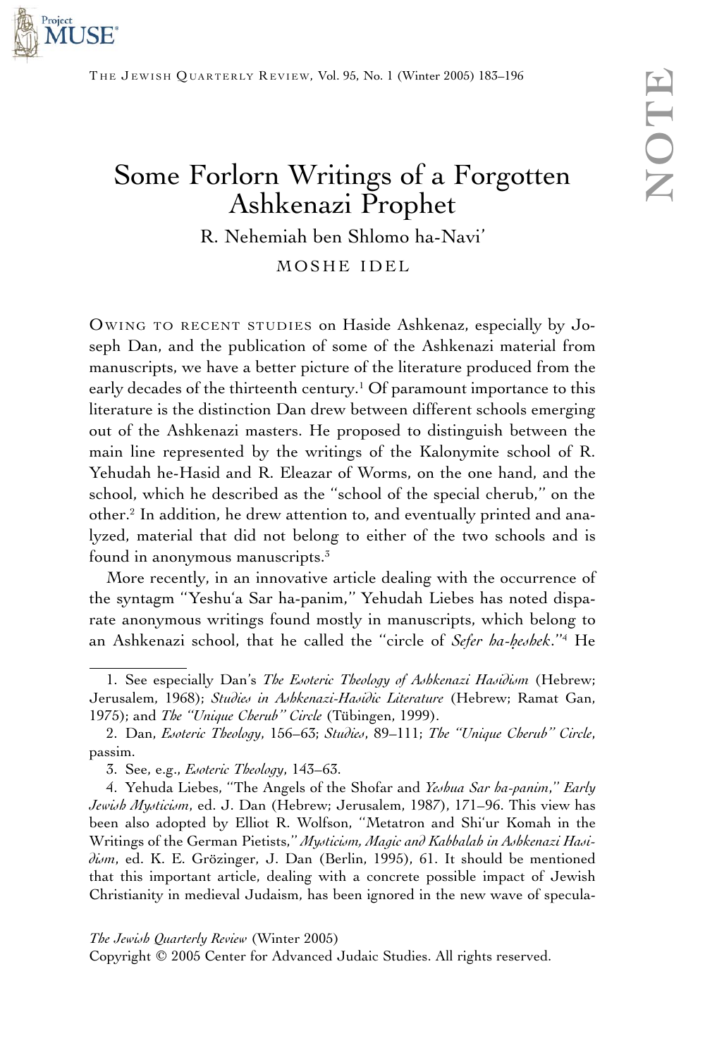# Some Forlorn Writings of a Forgotten Ashkenazi Prophet

## R. Nehemiah ben Shlomo ha-Navi'

MOSHE IDEL

OWING TO RECENT STUDIES on Haside Ashkenaz, especially by Joseph Dan, and the publication of some of the Ashkenazi material from manuscripts, we have a better picture of the literature produced from the early decades of the thirteenth century.[1] Of paramount importance to this literature is the distinction Dan drew between different schools emerging out of the Ashkenazi masters. He proposed to distinguish between the main line represented by the writings of the Kalonymite school of R. Yehudah he-Hasid and R. Eleazar of Worms, on the one hand, and the school, which he described as the "school of the special cherub," on the other.[2] In addition, he drew attention to, and eventually printed and analyzed, material that did not belong to either of the two schools and is found in anonymous manuscripts.[3]

More recently, in an innovative article dealing with the occurrence of the syntagm "Yeshu'a Sar ha-panim," Yehudah Liebes has noted disparate anonymous writings found mostly in manuscripts, which belong to an Ashkenazi school, that he called the "circle of *Sefer ha-ḥeshek*."[4] He

---

1. See especially Dan's *The Esoteric Theology of Ashkenazi Hasidism* (Hebrew; Jerusalem, 1968); *Studies in Ashkenazi-Hasidic Literature* (Hebrew; Ramat Gan, 1975); and *The "Unique Cherub" Circle* (Tübingen, 1999).

2. Dan, *Esoteric Theology*, 156–63; *Studies*, 89–111; *The "Unique Cherub" Circle*, passim.

3. See, e.g., *Esoteric Theology*, 143–63.

4. Yehuda Liebes, "The Angels of the Shofar and *Yeshua Sar ha-panim*," *Early Jewish Mysticism*, ed. J. Dan (Hebrew; Jerusalem, 1987), 171–96. This view has been also adopted by Elliot R. Wolfson, "Metatron and Shi'ur Komah in the Writings of the German Pietists," *Mysticism, Magic and Kabbalah in Ashkenazi Hasidism*, ed. K. E. Grözinger, J. Dan (Berlin, 1995), 61. It should be mentioned that this important article, dealing with a concrete possible impact of Jewish Christianity in medieval Judaism, has been ignored in the new wave of specula-

*The Jewish Quarterly Review* (Winter 2005)
Copyright © 2005 Center for Advanced Judaic Studies. All rights reserved.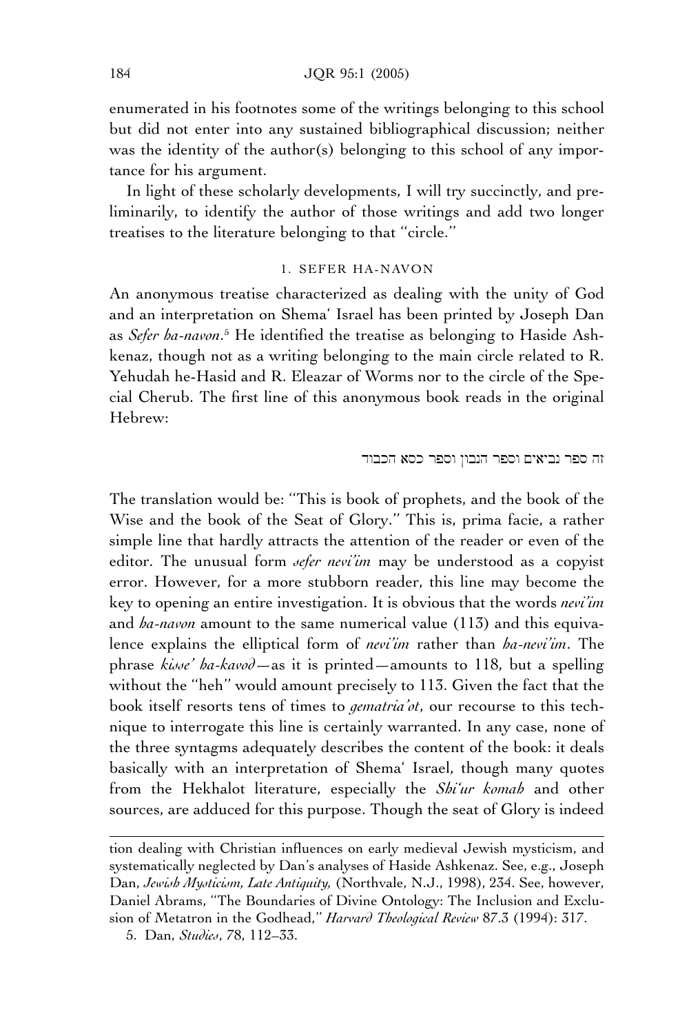enumerated in his footnotes some of the writings belonging to this school but did not enter into any sustained bibliographical discussion; neither was the identity of the author(s) belonging to this school of any importance for his argument.

In light of these scholarly developments, I will try succinctly, and preliminarily, to identify the author of those writings and add two longer treatises to the literature belonging to that "circle."

## 1. SEFER HA-NAVON

An anonymous treatise characterized as dealing with the unity of God and an interpretation on Shema' Israel has been printed by Joseph Dan as *Sefer ha-navon*.[5] He identified the treatise as belonging to Haside Ashkenaz, though not as a writing belonging to the main circle related to R. Yehudah he-Hasid and R. Eleazar of Worms nor to the circle of the Special Cherub. The first line of this anonymous book reads in the original Hebrew:

זה ספר נביאים וספר הנבון וספר כסא הכבוד

The translation would be: "This is book of prophets, and the book of the Wise and the book of the Seat of Glory." This is, prima facie, a rather simple line that hardly attracts the attention of the reader or even of the editor. The unusual form *sefer nevi'im* may be understood as a copyist error. However, for a more stubborn reader, this line may become the key to opening an entire investigation. It is obvious that the words *nevi'im* and *ha-navon* amount to the same numerical value (113) and this equivalence explains the elliptical form of *nevi'im* rather than *ha-nevi'im*. The phrase *kisse' ha-kavod*—as it is printed—amounts to 118, but a spelling without the "heh" would amount precisely to 113. Given the fact that the book itself resorts tens of times to *gematria'ot*, our recourse to this technique to interrogate this line is certainly warranted. In any case, none of the three syntagms adequately describes the content of the book: it deals basically with an interpretation of Shema' Israel, though many quotes from the Hekhalot literature, especially the *Shi'ur komah* and other sources, are adduced for this purpose. Though the seat of Glory is indeed

---

tion dealing with Christian influences on early medieval Jewish mysticism, and systematically neglected by Dan's analyses of Haside Ashkenaz. See, e.g., Joseph Dan, *Jewish Mysticism, Late Antiquity,* (Northvale, N.J., 1998), 234. See, however, Daniel Abrams, "The Boundaries of Divine Ontology: The Inclusion and Exclusion of Metatron in the Godhead," *Harvard Theological Review* 87.3 (1994): 317.

5. Dan, *Studies*, 78, 112–33.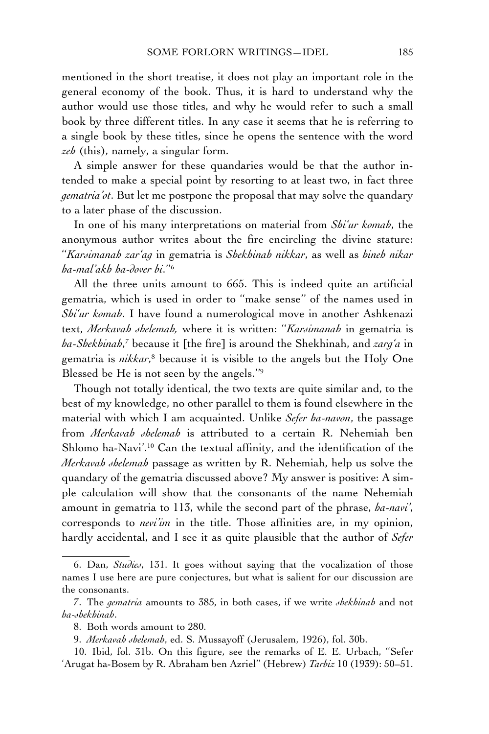mentioned in the short treatise, it does not play an important role in the general economy of the book. Thus, it is hard to understand why the author would use those titles, and why he would refer to such a small book by three different titles. In any case it seems that he is referring to a single book by these titles, since he opens the sentence with the word *zeh* (this), namely, a singular form.

A simple answer for these quandaries would be that the author intended to make a special point by resorting to at least two, in fact three *gematria'ot*. But let me postpone the proposal that may solve the quandary to a later phase of the discussion.

In one of his many interpretations on material from *Shi'ur komah*, the anonymous author writes about the fire encircling the divine stature: "*Karsimanah zar'ag* in gematria is *Shekhinah nikkar*, as well as *hineh nikar ha-mal'akh ha-dover bi*."[6]

All the three units amount to 665. This is indeed quite an artificial gematria, which is used in order to "make sense" of the names used in *Shi'ur komah*. I have found a numerological move in another Ashkenazi text, *Merkavah shelemah,* where it is written: "*Karsimanah* in gematria is *ha-Shekhinah*,[7] because it [the fire] is around the Shekhinah, and *zarg'a* in gematria is *nikkar*,[8] because it is visible to the angels but the Holy One Blessed be He is not seen by the angels."[9]

Though not totally identical, the two texts are quite similar and, to the best of my knowledge, no other parallel to them is found elsewhere in the material with which I am acquainted. Unlike *Sefer ha-navon*, the passage from *Merkavah shelemah* is attributed to a certain R. Nehemiah ben Shlomo ha-Navi'.[10] Can the textual affinity, and the identification of the *Merkavah shelemah* passage as written by R. Nehemiah, help us solve the quandary of the gematria discussed above? My answer is positive: A simple calculation will show that the consonants of the name Nehemiah amount in gematria to 113, while the second part of the phrase, *ha-navi'*, corresponds to *nevi'im* in the title. Those affinities are, in my opinion, hardly accidental, and I see it as quite plausible that the author of *Sefer*

---

6. Dan, *Studies*, 131. It goes without saying that the vocalization of those names I use here are pure conjectures, but what is salient for our discussion are the consonants.

7. The *gematria* amounts to 385, in both cases, if we write *shekhinah* and not *ha-shekhinah*.

8. Both words amount to 280.

9. *Merkavah shelemah*, ed. S. Mussayoff (Jerusalem, 1926), fol. 30b.

10. Ibid, fol. 31b. On this figure, see the remarks of E. E. Urbach, "Sefer 'Arugat ha-Bosem by R. Abraham ben Azriel" (Hebrew) *Tarbiz* 10 (1939): 50–51.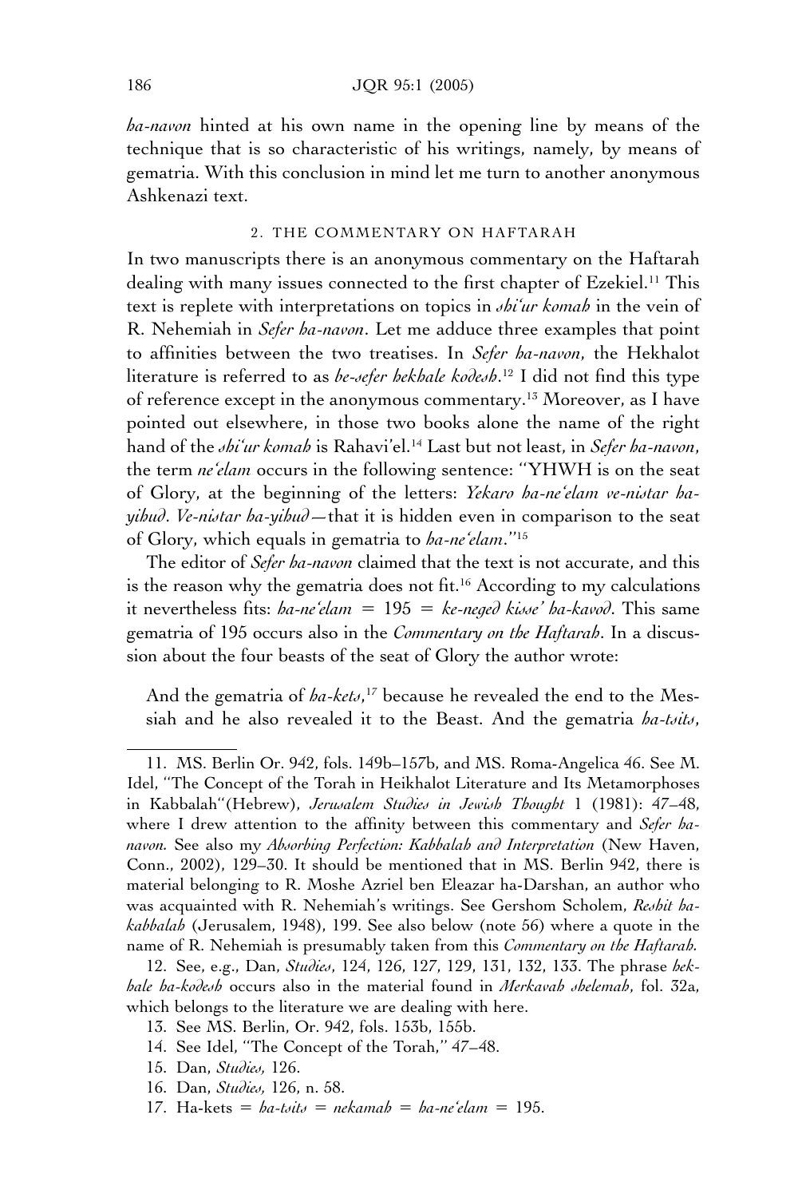*ha-navon* hinted at his own name in the opening line by means of the technique that is so characteristic of his writings, namely, by means of gematria. With this conclusion in mind let me turn to another anonymous Ashkenazi text.

## 2. THE COMMENTARY ON HAFTARAH

In two manuscripts there is an anonymous commentary on the Haftarah dealing with many issues connected to the first chapter of Ezekiel.[11] This text is replete with interpretations on topics in *shi'ur komah* in the vein of R. Nehemiah in *Sefer ha-navon*. Let me adduce three examples that point to affinities between the two treatises. In *Sefer ha-navon*, the Hekhalot literature is referred to as *be-sefer hekhale kodesh*.[12] I did not find this type of reference except in the anonymous commentary.[13] Moreover, as I have pointed out elsewhere, in those two books alone the name of the right hand of the *shi'ur komah* is Rahavi'el.[14] Last but not least, in *Sefer ha-navon*, the term *ne'elam* occurs in the following sentence: "YHWH is on the seat of Glory, at the beginning of the letters: *Yekaro ha-ne'elam ve-nistar ha-yihud*. *Ve-nistar ha-yihud*—that it is hidden even in comparison to the seat of Glory, which equals in gematria to *ha-ne'elam*."[15]

The editor of *Sefer ha-navon* claimed that the text is not accurate, and this is the reason why the gematria does not fit.[16] According to my calculations it nevertheless fits: *ha-ne'elam* = 195 = *ke-neged kisse' ha-kavod*. This same gematria of 195 occurs also in the *Commentary on the Haftarah*. In a discussion about the four beasts of the seat of Glory the author wrote:

> And the gematria of *ha-kets*,[17] because he revealed the end to the Messiah and he also revealed it to the Beast. And the gematria *ha-tsits*,

---

11. MS. Berlin Or. 942, fols. 149b–157b, and MS. Roma-Angelica 46. See M. Idel, "The Concept of the Torah in Heikhalot Literature and Its Metamorphoses in Kabbalah"(Hebrew), *Jerusalem Studies in Jewish Thought* 1 (1981): 47–48, where I drew attention to the affinity between this commentary and *Sefer ha-navon*. See also my *Absorbing Perfection: Kabbalah and Interpretation* (New Haven, Conn., 2002), 129–30. It should be mentioned that in MS. Berlin 942, there is material belonging to R. Moshe Azriel ben Eleazar ha-Darshan, an author who was acquainted with R. Nehemiah's writings. See Gershom Scholem, *Reshit ha-kabbalah* (Jerusalem, 1948), 199. See also below (note 56) where a quote in the name of R. Nehemiah is presumably taken from this *Commentary on the Haftarah.*

12. See, e.g., Dan, *Studies*, 124, 126, 127, 129, 131, 132, 133. The phrase *hekhale ha-kodesh* occurs also in the material found in *Merkavah shelemah*, fol. 32a, which belongs to the literature we are dealing with here.

13. See MS. Berlin, Or. 942, fols. 153b, 155b.

14. See Idel, "The Concept of the Torah," 47–48.

15. Dan, *Studies,* 126.

16. Dan, *Studies,* 126, n. 58.

17. Ha-kets = *ha-tsits* = *nekamah* = *ha-ne'elam* = 195.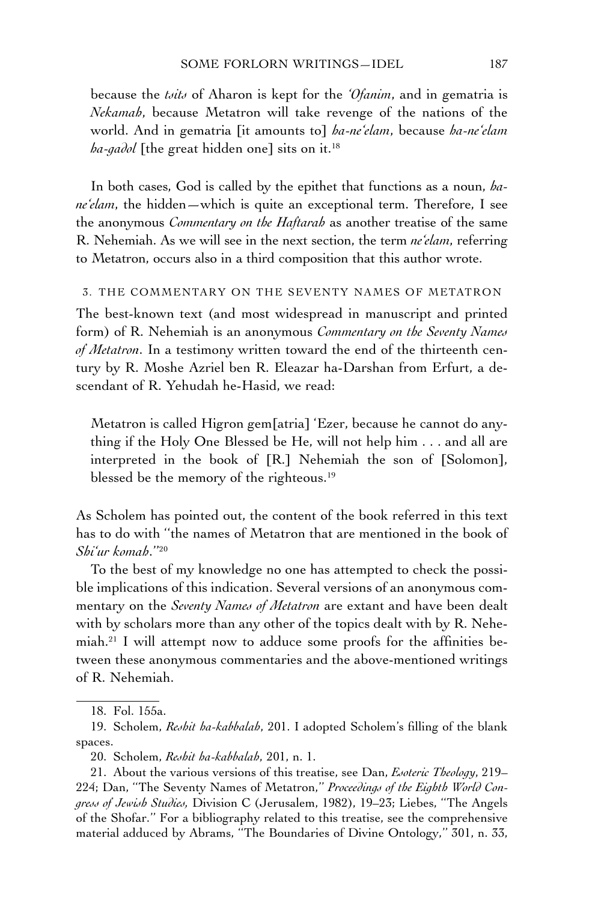because the *tsits* of Aharon is kept for the *'Ofanim*, and in gematria is *Nekamah*, because Metatron will take revenge of the nations of the world. And in gematria [it amounts to] *ha-ne'elam*, because *ha-ne'elam ha-gadol* [the great hidden one] sits on it.[18]

In both cases, God is called by the epithet that functions as a noun, *ha-ne'elam*, the hidden—which is quite an exceptional term. Therefore, I see the anonymous *Commentary on the Haftarah* as another treatise of the same R. Nehemiah. As we will see in the next section, the term *ne'elam*, referring to Metatron, occurs also in a third composition that this author wrote.

### 3. THE COMMENTARY ON THE SEVENTY NAMES OF METATRON

The best-known text (and most widespread in manuscript and printed form) of R. Nehemiah is an anonymous *Commentary on the Seventy Names of Metatron*. In a testimony written toward the end of the thirteenth century by R. Moshe Azriel ben R. Eleazar ha-Darshan from Erfurt, a descendant of R. Yehudah he-Hasid, we read:

> Metatron is called Higron gem[atria] 'Ezer, because he cannot do anything if the Holy One Blessed be He, will not help him . . . and all are interpreted in the book of [R.] Nehemiah the son of [Solomon], blessed be the memory of the righteous.[19]

As Scholem has pointed out, the content of the book referred in this text has to do with "the names of Metatron that are mentioned in the book of *Shi'ur komah*."[20]

To the best of my knowledge no one has attempted to check the possible implications of this indication. Several versions of an anonymous commentary on the *Seventy Names of Metatron* are extant and have been dealt with by scholars more than any other of the topics dealt with by R. Nehemiah.[21] I will attempt now to adduce some proofs for the affinities between these anonymous commentaries and the above-mentioned writings of R. Nehemiah.

---

18. Fol. 155a.

19. Scholem, *Reshit ha-kabbalah*, 201. I adopted Scholem's filling of the blank spaces.

20. Scholem, *Reshit ha-kabbalah*, 201, n. 1.

21. About the various versions of this treatise, see Dan, *Esoteric Theology*, 219–224; Dan, "The Seventy Names of Metatron," *Proceedings of the Eighth World Congress of Jewish Studies,* Division C (Jerusalem, 1982), 19–23; Liebes, "The Angels of the Shofar." For a bibliography related to this treatise, see the comprehensive material adduced by Abrams, "The Boundaries of Divine Ontology," 301, n. 33,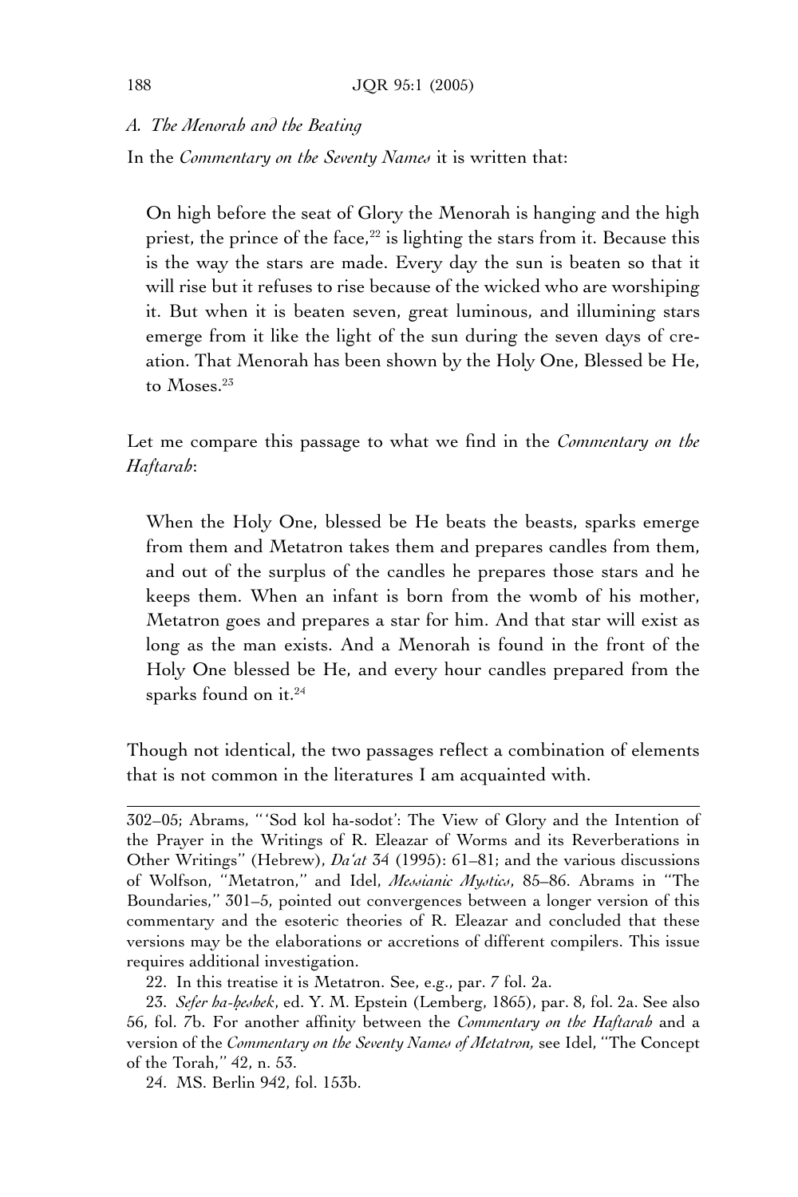*A. The Menorah and the Beating*

In the *Commentary on the Seventy Names* it is written that:

> On high before the seat of Glory the Menorah is hanging and the high priest, the prince of the face,[22] is lighting the stars from it. Because this is the way the stars are made. Every day the sun is beaten so that it will rise but it refuses to rise because of the wicked who are worshiping it. But when it is beaten seven, great luminous, and illumining stars emerge from it like the light of the sun during the seven days of creation. That Menorah has been shown by the Holy One, Blessed be He, to Moses.[23]

Let me compare this passage to what we find in the *Commentary on the Haftarah*:

> When the Holy One, blessed be He beats the beasts, sparks emerge from them and Metatron takes them and prepares candles from them, and out of the surplus of the candles he prepares those stars and he keeps them. When an infant is born from the womb of his mother, Metatron goes and prepares a star for him. And that star will exist as long as the man exists. And a Menorah is found in the front of the Holy One blessed be He, and every hour candles prepared from the sparks found on it.[24]

Though not identical, the two passages reflect a combination of elements that is not common in the literatures I am acquainted with.

---

302–05; Abrams, "'Sod kol ha-sodot': The View of Glory and the Intention of the Prayer in the Writings of R. Eleazar of Worms and its Reverberations in Other Writings" (Hebrew), *Da'at* 34 (1995): 61–81; and the various discussions of Wolfson, "Metatron," and Idel, *Messianic Mystics*, 85–86. Abrams in "The Boundaries," 301–5, pointed out convergences between a longer version of this commentary and the esoteric theories of R. Eleazar and concluded that these versions may be the elaborations or accretions of different compilers. This issue requires additional investigation.

22. In this treatise it is Metatron. See, e.g., par. 7 fol. 2a.

23. *Sefer ha-ḥeshek*, ed. Y. M. Epstein (Lemberg, 1865), par. 8, fol. 2a. See also 56, fol. 7b. For another affinity between the *Commentary on the Haftarah* and a version of the *Commentary on the Seventy Names of Metatron,* see Idel, "The Concept of the Torah," 42, n. 53.

24. MS. Berlin 942, fol. 153b.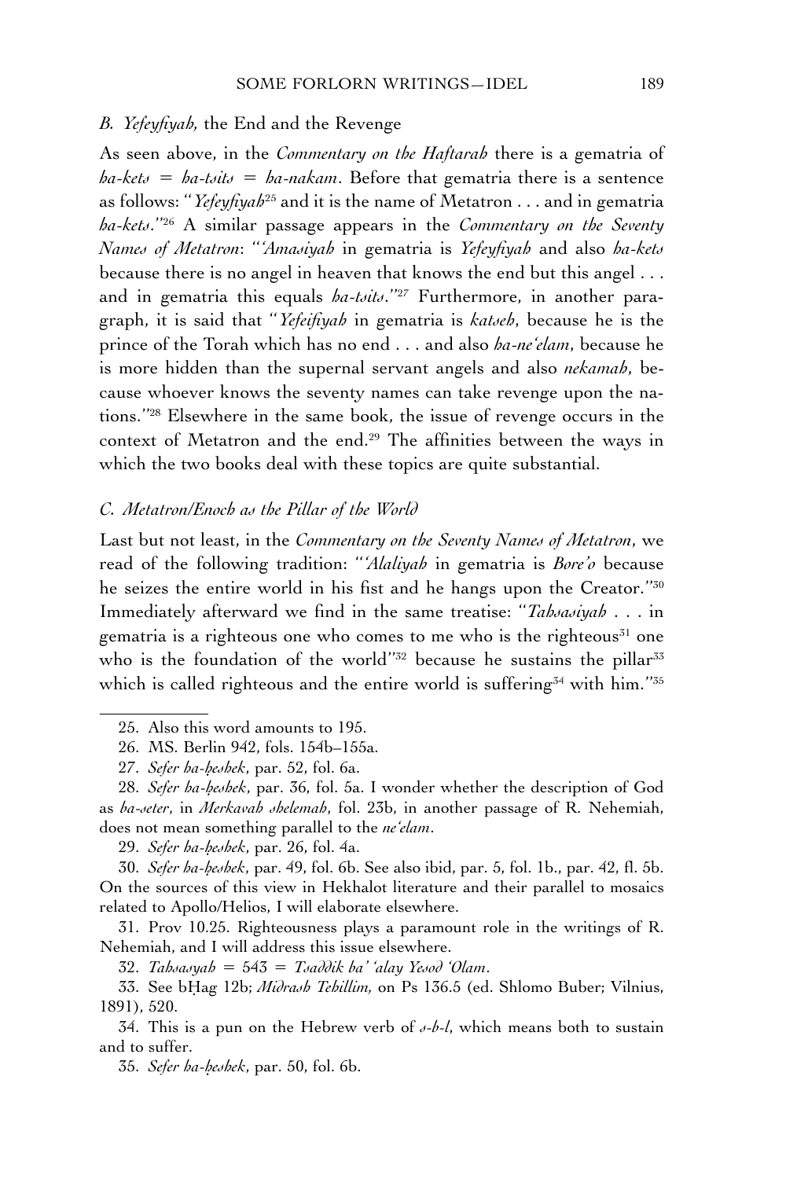### *B. Yefeyfiyah,* the End and the Revenge

As seen above, in the *Commentary on the Haftarah* there is a gematria of *ha-kets* = *ha-tsits* = *ha-nakam*. Before that gematria there is a sentence as follows: "*Yefeyfiyah*[25] and it is the name of Metatron . . . and in gematria *ha-kets*."[26] A similar passage appears in the *Commentary on the Seventy Names of Metatron*: "*'Amasiyah* in gematria is *Yefeyfiyah* and also *ha-kets* because there is no angel in heaven that knows the end but this angel . . . and in gematria this equals *ha-tsits*."[27] Furthermore, in another paragraph, it is said that "*Yefeifiyah* in gematria is *katseh*, because he is the prince of the Torah which has no end . . . and also *ha-ne'elam*, because he is more hidden than the supernal servant angels and also *nekamah*, because whoever knows the seventy names can take revenge upon the nations."[28] Elsewhere in the same book, the issue of revenge occurs in the context of Metatron and the end.[29] The affinities between the ways in which the two books deal with these topics are quite substantial.

### *C. Metatron/Enoch as the Pillar of the World*

Last but not least, in the *Commentary on the Seventy Names of Metatron*, we read of the following tradition: "*'Alaliyah* in gematria is *Bore'o* because he seizes the entire world in his fist and he hangs upon the Creator."[30] Immediately afterward we find in the same treatise: "*Tahsasiyah* . . . in gematria is a righteous one who comes to me who is the righteous[31] one who is the foundation of the world"[32] because he sustains the pillar[33] which is called righteous and the entire world is suffering[34] with him."[35]

---

25. Also this word amounts to 195.

26. MS. Berlin 942, fols. 154b–155a.

27. *Sefer ha-ḥeshek*, par. 52, fol. 6a.

28. *Sefer ha-ḥeshek*, par. 36, fol. 5a. I wonder whether the description of God as *ha-seter*, in *Merkavah shelemah*, fol. 23b, in another passage of R. Nehemiah, does not mean something parallel to the *ne'elam*.

29. *Sefer ha-ḥeshek*, par. 26, fol. 4a.

30. *Sefer ha-ḥeshek*, par. 49, fol. 6b. See also ibid, par. 5, fol. 1b., par. 42, fl. 5b. On the sources of this view in Hekhalot literature and their parallel to mosaics related to Apollo/Helios, I will elaborate elsewhere.

31. Prov 10.25. Righteousness plays a paramount role in the writings of R. Nehemiah, and I will address this issue elsewhere.

32. *Tahsasyah* = 543 = *Tsaddik ba' 'alay Yesod 'Olam*.

33. See bḤag 12b; *Midrash Tehillim,* on Ps 136.5 (ed. Shlomo Buber; Vilnius, 1891), 520.

34. This is a pun on the Hebrew verb of *s-b-l*, which means both to sustain and to suffer.

35. *Sefer ha-ḥeshek*, par. 50, fol. 6b.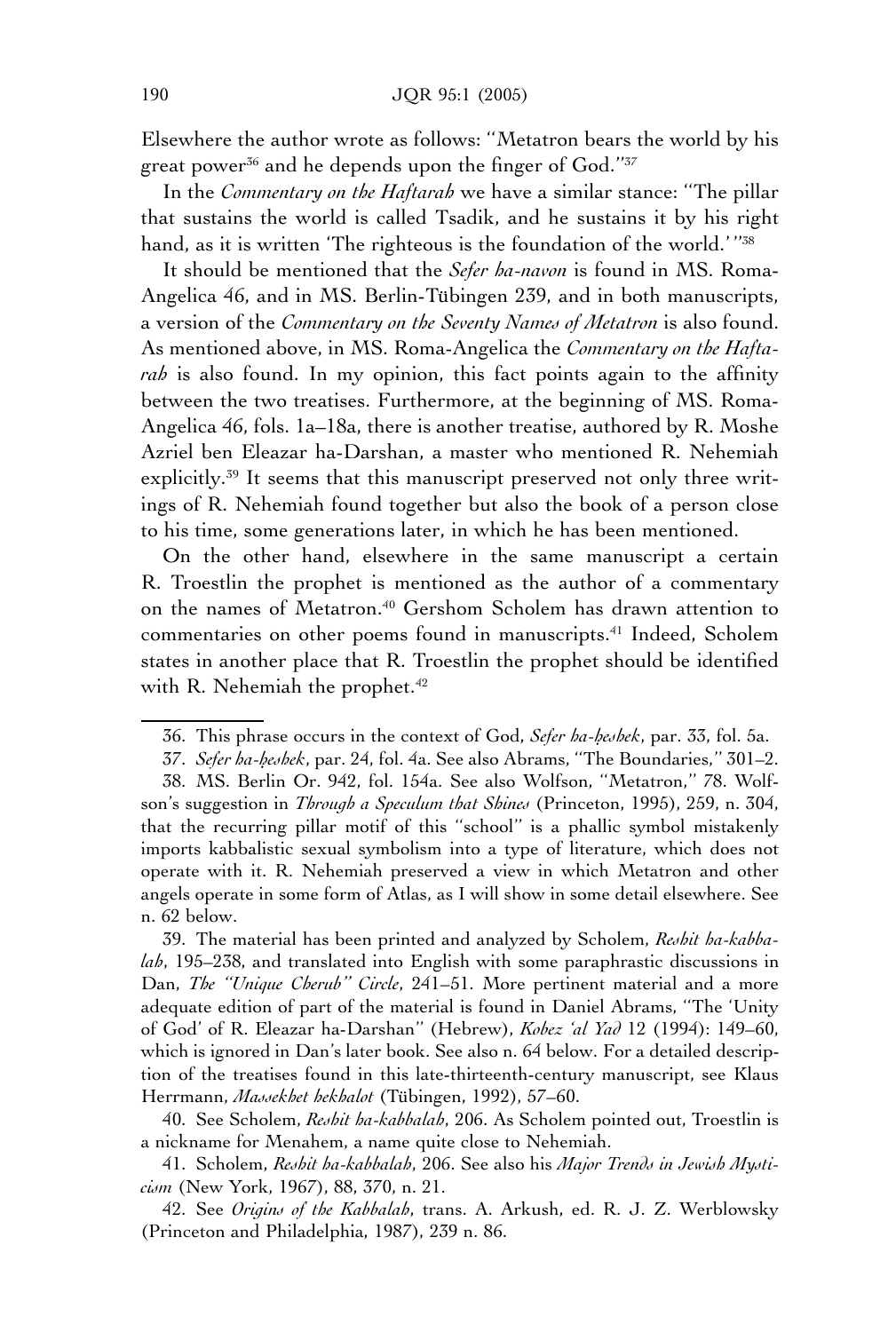Elsewhere the author wrote as follows: ''Metatron bears the world by his great power[36] and he depends upon the finger of God.''[37]

In the *Commentary on the Haftarah* we have a similar stance: ''The pillar that sustains the world is called Tsadik, and he sustains it by his right hand, as it is written 'The righteous is the foundation of the world.' ''[38]

It should be mentioned that the *Sefer ha-navon* is found in MS. Roma-Angelica 46, and in MS. Berlin-Tübingen 239, and in both manuscripts, a version of the *Commentary on the Seventy Names of Metatron* is also found. As mentioned above, in MS. Roma-Angelica the *Commentary on the Haftarah* is also found. In my opinion, this fact points again to the affinity between the two treatises. Furthermore, at the beginning of MS. Roma-Angelica 46, fols. 1a–18a, there is another treatise, authored by R. Moshe Azriel ben Eleazar ha-Darshan, a master who mentioned R. Nehemiah explicitly.[39] It seems that this manuscript preserved not only three writings of R. Nehemiah found together but also the book of a person close to his time, some generations later, in which he has been mentioned.

On the other hand, elsewhere in the same manuscript a certain R. Troestlin the prophet is mentioned as the author of a commentary on the names of Metatron.[40] Gershom Scholem has drawn attention to commentaries on other poems found in manuscripts.[41] Indeed, Scholem states in another place that R. Troestlin the prophet should be identified with R. Nehemiah the prophet.[42]

---

36. This phrase occurs in the context of God, *Sefer ha-ḥeshek*, par. 33, fol. 5a.

37. *Sefer ha-ḥeshek*, par. 24, fol. 4a. See also Abrams, ''The Boundaries,'' 301–2.

38. MS. Berlin Or. 942, fol. 154a. See also Wolfson, ''Metatron,'' 78. Wolfson's suggestion in *Through a Speculum that Shines* (Princeton, 1995), 259, n. 304, that the recurring pillar motif of this ''school'' is a phallic symbol mistakenly imports kabbalistic sexual symbolism into a type of literature, which does not operate with it. R. Nehemiah preserved a view in which Metatron and other angels operate in some form of Atlas, as I will show in some detail elsewhere. See n. 62 below.

39. The material has been printed and analyzed by Scholem, *Reshit ha-kabbalah*, 195–238, and translated into English with some paraphrastic discussions in Dan, *The ''Unique Cherub'' Circle*, 241–51. More pertinent material and a more adequate edition of part of the material is found in Daniel Abrams, ''The 'Unity of God' of R. Eleazar ha-Darshan'' (Hebrew), *Kobez 'al Yad* 12 (1994): 149–60, which is ignored in Dan's later book. See also n. 64 below. For a detailed description of the treatises found in this late-thirteenth-century manuscript, see Klaus Herrmann, *Massekhet hekhalot* (Tübingen, 1992), 57–60.

40. See Scholem, *Reshit ha-kabbalah*, 206. As Scholem pointed out, Troestlin is a nickname for Menahem, a name quite close to Nehemiah.

41. Scholem, *Reshit ha-kabbalah*, 206. See also his *Major Trends in Jewish Mysticism* (New York, 1967), 88, 370, n. 21.

42. See *Origins of the Kabbalah*, trans. A. Arkush, ed. R. J. Z. Werblowsky (Princeton and Philadelphia, 1987), 239 n. 86.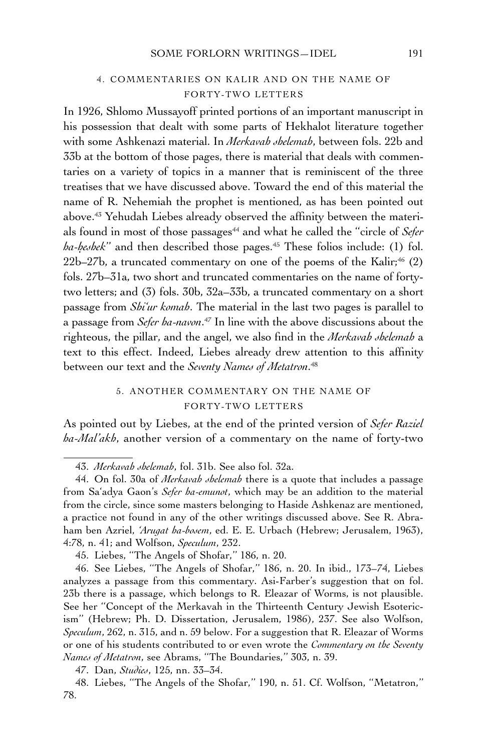### 4. COMMENTARIES ON KALIR AND ON THE NAME OF FORTY-TWO LETTERS

In 1926, Shlomo Mussayoff printed portions of an important manuscript in his possession that dealt with some parts of Hekhalot literature together with some Ashkenazi material. In *Merkavah shelemah*, between fols. 22b and 33b at the bottom of those pages, there is material that deals with commentaries on a variety of topics in a manner that is reminiscent of the three treatises that we have discussed above. Toward the end of this material the name of R. Nehemiah the prophet is mentioned, as has been pointed out above.[43] Yehudah Liebes already observed the affinity between the materials found in most of those passages[44] and what he called the "circle of *Sefer ha-ḥeshek*" and then described those pages.[45] These folios include: (1) fol. 22b–27b, a truncated commentary on one of the poems of the Kalir;[46] (2) fols. 27b–31a, two short and truncated commentaries on the name of forty-two letters; and (3) fols. 30b, 32a–33b, a truncated commentary on a short passage from *Shi'ur komah*. The material in the last two pages is parallel to a passage from *Sefer ha-navon*.[47] In line with the above discussions about the righteous, the pillar, and the angel, we also find in the *Merkavah shelemah* a text to this effect. Indeed, Liebes already drew attention to this affinity between our text and the *Seventy Names of Metatron*.[48]

### 5. ANOTHER COMMENTARY ON THE NAME OF FORTY-TWO LETTERS

As pointed out by Liebes, at the end of the printed version of *Sefer Raziel ha-Mal'akh*, another version of a commentary on the name of forty-two

---

43. *Merkavah shelemah*, fol. 31b. See also fol. 32a.

44. On fol. 30a of *Merkavah shelemah* there is a quote that includes a passage from Sa'adya Gaon's *Sefer ha-emunot*, which may be an addition to the material from the circle, since some masters belonging to Haside Ashkenaz are mentioned, a practice not found in any of the other writings discussed above. See R. Abraham ben Azriel, *'Arugat ha-bosem*, ed. E. E. Urbach (Hebrew; Jerusalem, 1963), 4:78, n. 41; and Wolfson, *Speculum*, 232.

45. Liebes, "The Angels of Shofar," 186, n. 20.

46. See Liebes, "The Angels of Shofar," 186, n. 20. In ibid., 173–74, Liebes analyzes a passage from this commentary. Asi-Farber's suggestion that on fol. 23b there is a passage, which belongs to R. Eleazar of Worms, is not plausible. See her "Concept of the Merkavah in the Thirteenth Century Jewish Esotericism" (Hebrew; Ph. D. Dissertation, Jerusalem, 1986), 237. See also Wolfson, *Speculum*, 262, n. 315, and n. 59 below. For a suggestion that R. Eleazar of Worms or one of his students contributed to or even wrote the *Commentary on the Seventy Names of Metatron*, see Abrams, "The Boundaries," 303, n. 39.

47. Dan, *Studies*, 125, nn. 33–34.

48. Liebes, "The Angels of the Shofar," 190, n. 51. Cf. Wolfson, "Metatron," 78.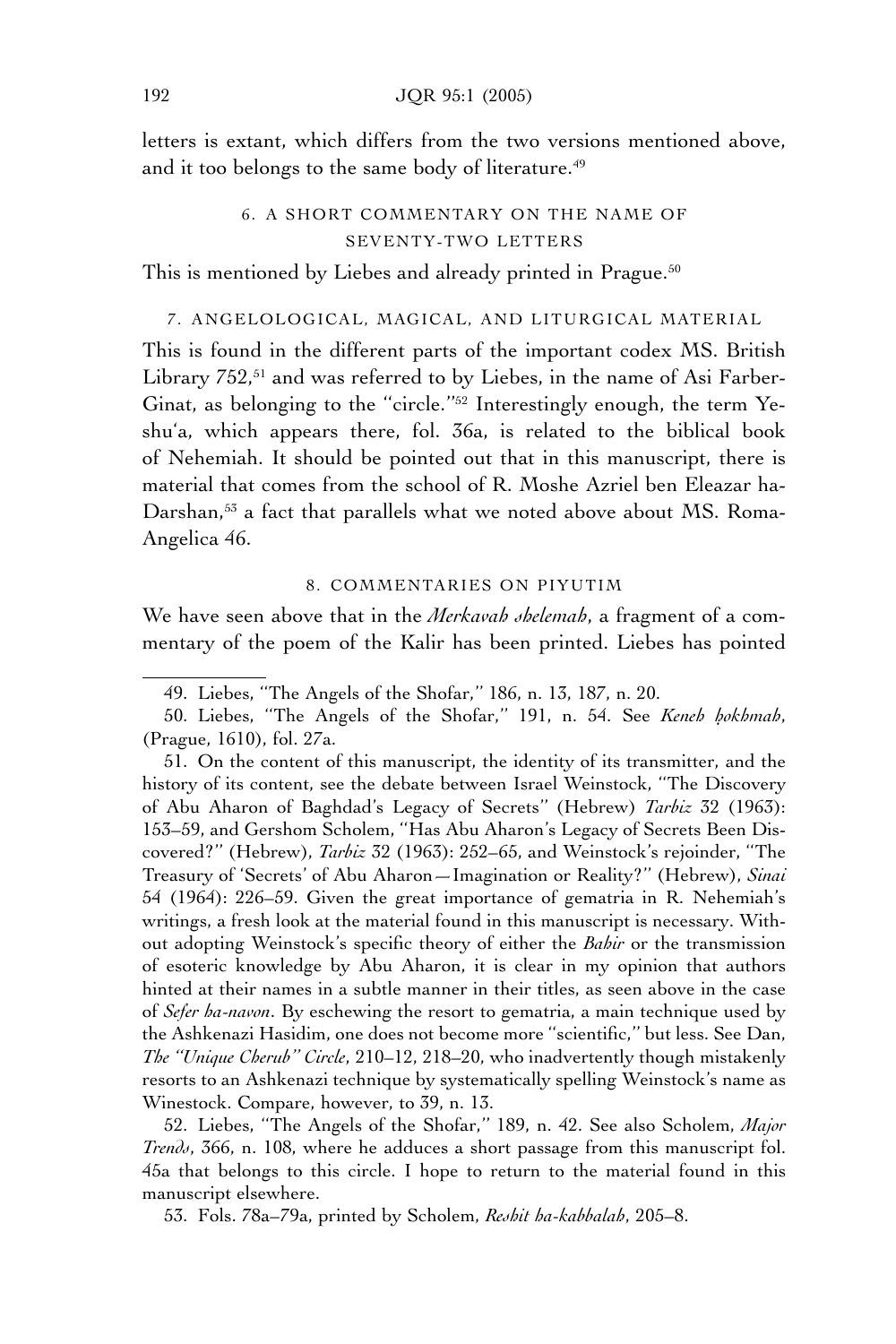letters is extant, which differs from the two versions mentioned above, and it too belongs to the same body of literature.[49]

### 6. A SHORT COMMENTARY ON THE NAME OF SEVENTY-TWO LETTERS

This is mentioned by Liebes and already printed in Prague.[50]

### 7. ANGELOLOGICAL, MAGICAL, AND LITURGICAL MATERIAL

This is found in the different parts of the important codex MS. British Library 752,[51] and was referred to by Liebes, in the name of Asi Farber-Ginat, as belonging to the "circle."[52] Interestingly enough, the term Yeshu'a, which appears there, fol. 36a, is related to the biblical book of Nehemiah. It should be pointed out that in this manuscript, there is material that comes from the school of R. Moshe Azriel ben Eleazar ha-Darshan,[53] a fact that parallels what we noted above about MS. Roma-Angelica 46.

### 8. COMMENTARIES ON PIYUTIM

We have seen above that in the *Merkavah shelemah*, a fragment of a commentary of the poem of the Kalir has been printed. Liebes has pointed

---

49. Liebes, "The Angels of the Shofar," 186, n. 13, 187, n. 20.

50. Liebes, "The Angels of the Shofar," 191, n. 54. See *Keneh ḥokhmah*, (Prague, 1610), fol. 27a.

51. On the content of this manuscript, the identity of its transmitter, and the history of its content, see the debate between Israel Weinstock, "The Discovery of Abu Aharon of Baghdad's Legacy of Secrets" (Hebrew) *Tarbiz* 32 (1963): 153–59, and Gershom Scholem, "Has Abu Aharon's Legacy of Secrets Been Discovered?" (Hebrew), *Tarbiz* 32 (1963): 252–65, and Weinstock's rejoinder, "The Treasury of 'Secrets' of Abu Aharon—Imagination or Reality?" (Hebrew), *Sinai* 54 (1964): 226–59. Given the great importance of gematria in R. Nehemiah's writings, a fresh look at the material found in this manuscript is necessary. Without adopting Weinstock's specific theory of either the *Bahir* or the transmission of esoteric knowledge by Abu Aharon, it is clear in my opinion that authors hinted at their names in a subtle manner in their titles, as seen above in the case of *Sefer ha-navon*. By eschewing the resort to gematria, a main technique used by the Ashkenazi Hasidim, one does not become more "scientific," but less. See Dan, *The "Unique Cherub" Circle*, 210–12, 218–20, who inadvertently though mistakenly resorts to an Ashkenazi technique by systematically spelling Weinstock's name as Winestock. Compare, however, to 39, n. 13.

52. Liebes, "The Angels of the Shofar," 189, n. 42. See also Scholem, *Major Trends*, 366, n. 108, where he adduces a short passage from this manuscript fol. 45a that belongs to this circle. I hope to return to the material found in this manuscript elsewhere.

53. Fols. 78a–79a, printed by Scholem, *Reshit ha-kabbalah*, 205–8.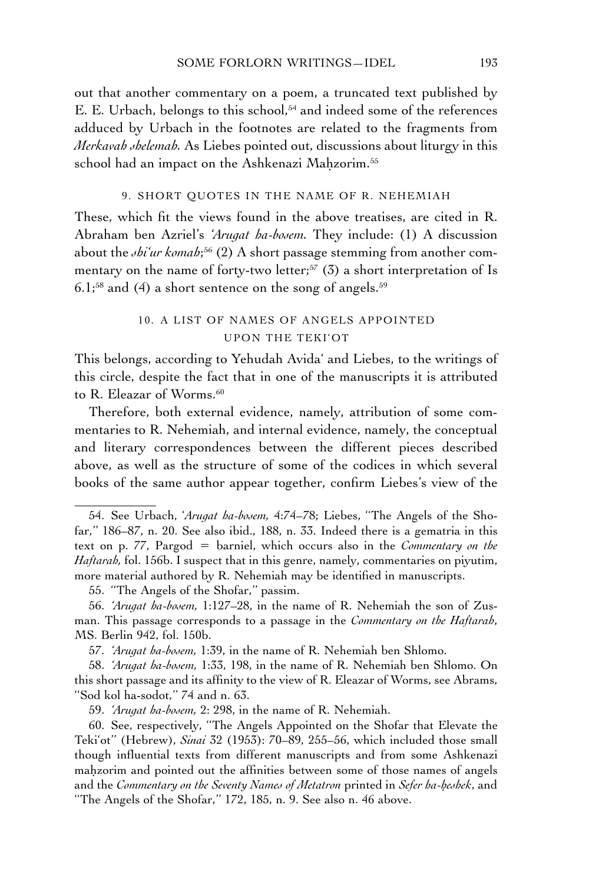out that another commentary on a poem, a truncated text published by E. E. Urbach, belongs to this school,[54] and indeed some of the references adduced by Urbach in the footnotes are related to the fragments from *Merkavah shelemah*. As Liebes pointed out, discussions about liturgy in this school had an impact on the Ashkenazi Maḥzorim.[55]

## 9. SHORT QUOTES IN THE NAME OF R. NEHEMIAH

These, which fit the views found in the above treatises, are cited in R. Abraham ben Azriel's *'Arugat ha-bosem*. They include: (1) A discussion about the *shi'ur komah*;[56] (2) A short passage stemming from another commentary on the name of forty-two letter;[57] (3) a short interpretation of Is 6.1;[58] and (4) a short sentence on the song of angels.[59]

## 10. A LIST OF NAMES OF ANGELS APPOINTED UPON THE TEKI'OT

This belongs, according to Yehudah Avida' and Liebes, to the writings of this circle, despite the fact that in one of the manuscripts it is attributed to R. Eleazar of Worms.[60]

Therefore, both external evidence, namely, attribution of some commentaries to R. Nehemiah, and internal evidence, namely, the conceptual and literary correspondences between the different pieces described above, as well as the structure of some of the codices in which several books of the same author appear together, confirm Liebes's view of the

---

54. See Urbach, *'Arugat ha-bosem,* 4:74–78; Liebes, "The Angels of the Shofar," 186–87, n. 20. See also ibid., 188, n. 33. Indeed there is a gematria in this text on p. 77, Pargod = barniel, which occurs also in the *Commentary on the Haftarah,* fol. 156b. I suspect that in this genre, namely, commentaries on piyutim, more material authored by R. Nehemiah may be identified in manuscripts.

55. "The Angels of the Shofar," passim.

56. *'Arugat ha-bosem,* 1:127–28, in the name of R. Nehemiah the son of Zusman. This passage corresponds to a passage in the *Commentary on the Haftarah*, MS. Berlin 942, fol. 150b.

57. *'Arugat ha-bosem,* 1:39, in the name of R. Nehemiah ben Shlomo.

58. *'Arugat ha-bosem,* 1:33, 198, in the name of R. Nehemiah ben Shlomo. On this short passage and its affinity to the view of R. Eleazar of Worms, see Abrams, "Sod kol ha-sodot," 74 and n. 63.

59. *'Arugat ha-bosem,* 2: 298, in the name of R. Nehemiah.

60. See, respectively, "The Angels Appointed on the Shofar that Elevate the Teki'ot" (Hebrew), *Sinai* 32 (1953): 70–89, 255–56, which included those small though influential texts from different manuscripts and from some Ashkenazi maḥzorim and pointed out the affinities between some of those names of angels and the *Commentary on the Seventy Names of Metatron* printed in *Sefer ha-ḥeshek*, and "The Angels of the Shofar," 172, 185, n. 9. See also n. 46 above.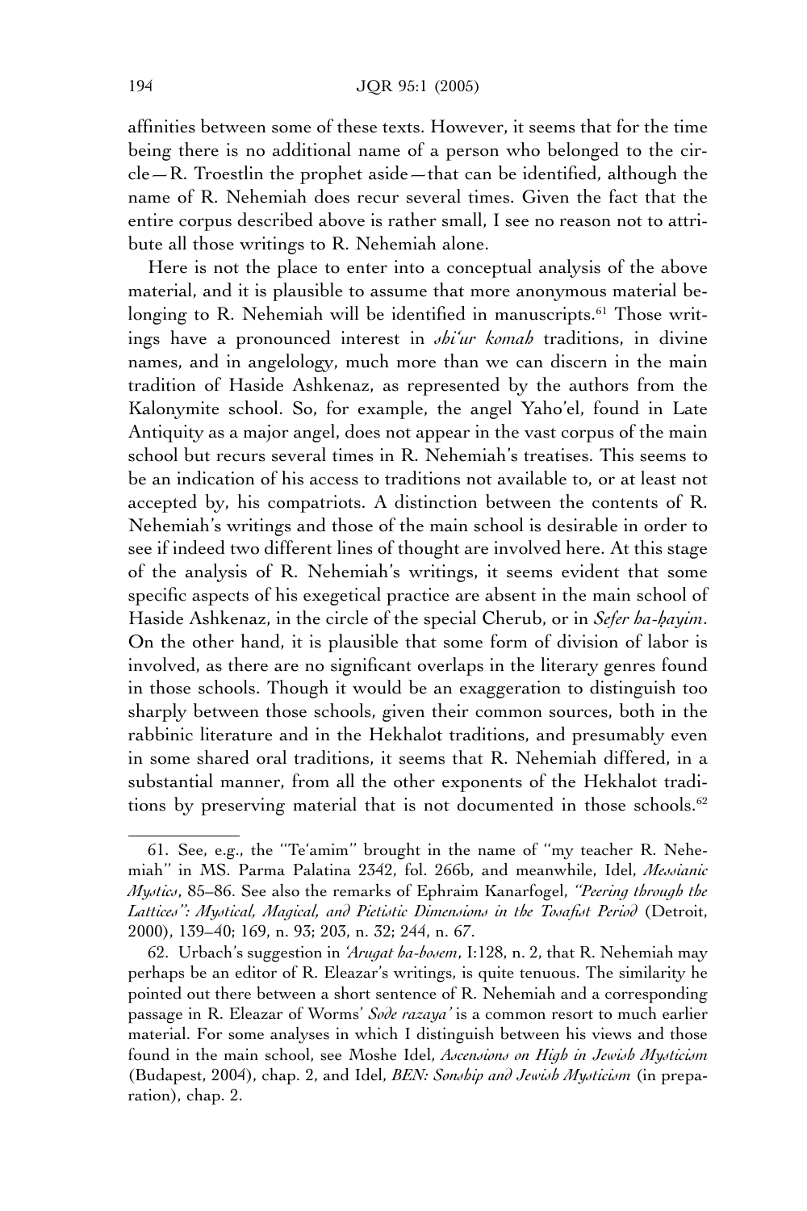affinities between some of these texts. However, it seems that for the time being there is no additional name of a person who belonged to the circle—R. Troestlin the prophet aside—that can be identified, although the name of R. Nehemiah does recur several times. Given the fact that the entire corpus described above is rather small, I see no reason not to attribute all those writings to R. Nehemiah alone.

Here is not the place to enter into a conceptual analysis of the above material, and it is plausible to assume that more anonymous material belonging to R. Nehemiah will be identified in manuscripts.[61] Those writings have a pronounced interest in *shi'ur komah* traditions, in divine names, and in angelology, much more than we can discern in the main tradition of Haside Ashkenaz, as represented by the authors from the Kalonymite school. So, for example, the angel Yaho'el, found in Late Antiquity as a major angel, does not appear in the vast corpus of the main school but recurs several times in R. Nehemiah's treatises. This seems to be an indication of his access to traditions not available to, or at least not accepted by, his compatriots. A distinction between the contents of R. Nehemiah's writings and those of the main school is desirable in order to see if indeed two different lines of thought are involved here. At this stage of the analysis of R. Nehemiah's writings, it seems evident that some specific aspects of his exegetical practice are absent in the main school of Haside Ashkenaz, in the circle of the special Cherub, or in *Sefer ha-ḥayim*. On the other hand, it is plausible that some form of division of labor is involved, as there are no significant overlaps in the literary genres found in those schools. Though it would be an exaggeration to distinguish too sharply between those schools, given their common sources, both in the rabbinic literature and in the Hekhalot traditions, and presumably even in some shared oral traditions, it seems that R. Nehemiah differed, in a substantial manner, from all the other exponents of the Hekhalot traditions by preserving material that is not documented in those schools.[62]

---

61. See, e.g., the "Te'amim" brought in the name of "my teacher R. Nehemiah" in MS. Parma Palatina 2342, fol. 266b, and meanwhile, Idel, *Messianic Mystics*, 85–86. See also the remarks of Ephraim Kanarfogel, *"Peering through the Lattices": Mystical, Magical, and Pietistic Dimensions in the Tosafist Period* (Detroit, 2000), 139–40; 169, n. 93; 203, n. 32; 244, n. 67.

62. Urbach's suggestion in *'Arugat ha-bosem*, I:128, n. 2, that R. Nehemiah may perhaps be an editor of R. Eleazar's writings, is quite tenuous. The similarity he pointed out there between a short sentence of R. Nehemiah and a corresponding passage in R. Eleazar of Worms' *Sode razaya'* is a common resort to much earlier material. For some analyses in which I distinguish between his views and those found in the main school, see Moshe Idel, *Ascensions on High in Jewish Mysticism* (Budapest, 2004), chap. 2, and Idel, *BEN: Sonship and Jewish Mysticism* (in preparation), chap. 2.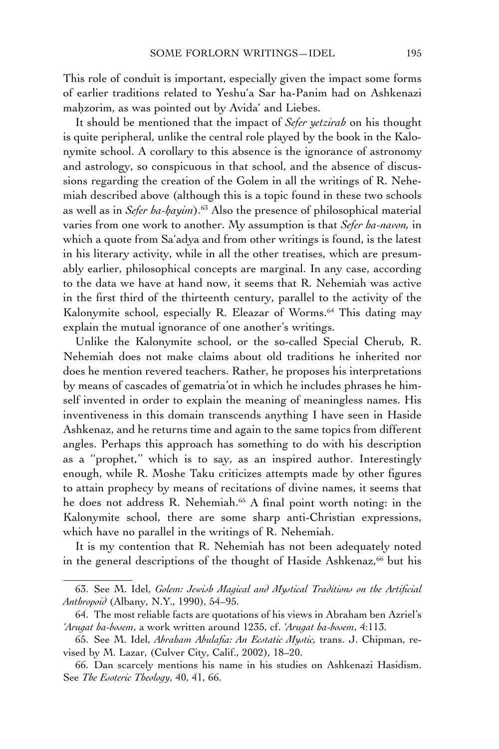This role of conduit is important, especially given the impact some forms of earlier traditions related to Yeshu'a Sar ha-Panim had on Ashkenazi maḥzorim, as was pointed out by Avida' and Liebes.

It should be mentioned that the impact of *Sefer yetzirah* on his thought is quite peripheral, unlike the central role played by the book in the Kalonymite school. A corollary to this absence is the ignorance of astronomy and astrology, so conspicuous in that school, and the absence of discussions regarding the creation of the Golem in all the writings of R. Nehemiah described above (although this is a topic found in these two schools as well as in *Sefer ha-ḥayim*).[63] Also the presence of philosophical material varies from one work to another. My assumption is that *Sefer ha-navon,* in which a quote from Sa'adya and from other writings is found, is the latest in his literary activity, while in all the other treatises, which are presumably earlier, philosophical concepts are marginal. In any case, according to the data we have at hand now, it seems that R. Nehemiah was active in the first third of the thirteenth century, parallel to the activity of the Kalonymite school, especially R. Eleazar of Worms.[64] This dating may explain the mutual ignorance of one another's writings.

Unlike the Kalonymite school, or the so-called Special Cherub, R. Nehemiah does not make claims about old traditions he inherited nor does he mention revered teachers. Rather, he proposes his interpretations by means of cascades of gematria'ot in which he includes phrases he himself invented in order to explain the meaning of meaningless names. His inventiveness in this domain transcends anything I have seen in Haside Ashkenaz, and he returns time and again to the same topics from different angles. Perhaps this approach has something to do with his description as a "prophet," which is to say, as an inspired author. Interestingly enough, while R. Moshe Taku criticizes attempts made by other figures to attain prophecy by means of recitations of divine names, it seems that he does not address R. Nehemiah.[65] A final point worth noting: in the Kalonymite school, there are some sharp anti-Christian expressions, which have no parallel in the writings of R. Nehemiah.

It is my contention that R. Nehemiah has not been adequately noted in the general descriptions of the thought of Haside Ashkenaz,[66] but his

---

63. See M. Idel, *Golem: Jewish Magical and Mystical Traditions on the Artificial Anthropoid* (Albany, N.Y., 1990), 54–95.

64. The most reliable facts are quotations of his views in Abraham ben Azriel's *'Arugat ha-bosem*, a work written around 1235, cf. *'Arugat ha-bosem*, 4:113.

65. See M. Idel, *Abraham Abulafia: An Ecstatic Mystic,* trans. J. Chipman, revised by M. Lazar, (Culver City, Calif., 2002), 18–20.

66. Dan scarcely mentions his name in his studies on Ashkenazi Hasidism. See *The Esoteric Theology*, 40, 41, 66.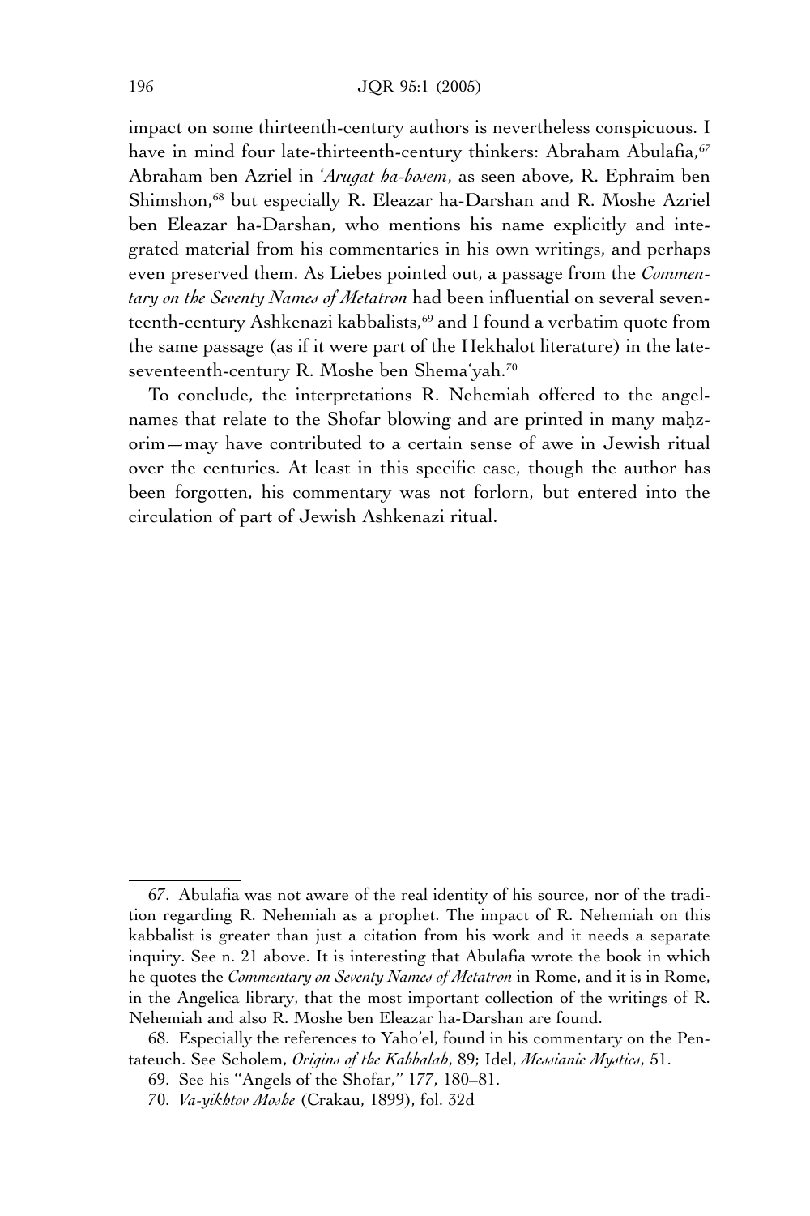impact on some thirteenth-century authors is nevertheless conspicuous. I have in mind four late-thirteenth-century thinkers: Abraham Abulafia,[67] Abraham ben Azriel in *'Arugat ha-bosem*, as seen above, R. Ephraim ben Shimshon,[68] but especially R. Eleazar ha-Darshan and R. Moshe Azriel ben Eleazar ha-Darshan, who mentions his name explicitly and integrated material from his commentaries in his own writings, and perhaps even preserved them. As Liebes pointed out, a passage from the *Commentary on the Seventy Names of Metatron* had been influential on several seventeenth-century Ashkenazi kabbalists,[69] and I found a verbatim quote from the same passage (as if it were part of the Hekhalot literature) in the late-seventeenth-century R. Moshe ben Shema'yah.[70]

To conclude, the interpretations R. Nehemiah offered to the angel-names that relate to the Shofar blowing and are printed in many maḥzorim—may have contributed to a certain sense of awe in Jewish ritual over the centuries. At least in this specific case, though the author has been forgotten, his commentary was not forlorn, but entered into the circulation of part of Jewish Ashkenazi ritual.

---

67. Abulafia was not aware of the real identity of his source, nor of the tradition regarding R. Nehemiah as a prophet. The impact of R. Nehemiah on this kabbalist is greater than just a citation from his work and it needs a separate inquiry. See n. 21 above. It is interesting that Abulafia wrote the book in which he quotes the *Commentary on Seventy Names of Metatron* in Rome, and it is in Rome, in the Angelica library, that the most important collection of the writings of R. Nehemiah and also R. Moshe ben Eleazar ha-Darshan are found.

68. Especially the references to Yaho'el, found in his commentary on the Pentateuch. See Scholem, *Origins of the Kabbalah*, 89; Idel, *Messianic Mystics*, 51.

69. See his "Angels of the Shofar," 177, 180–81.

70. *Va-yikhtov Moshe* (Crakau, 1899), fol. 32d